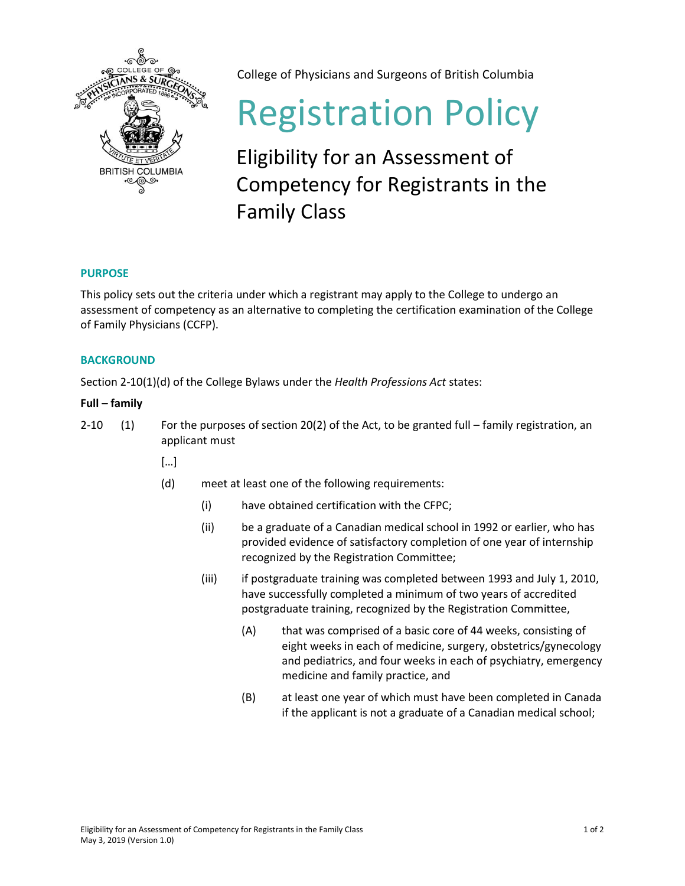College of Physicians and Surgeons of British Columbia

# Registration Policy

## Eligibility for an Assessment of Competency for Registrants in the Family Class

### PURPOSE

This policy sets out the criteria under which a registrant may apply to the College to undergo an assessment of competency as an alternative to completing the certification examination of the College of Family Physicians (CCFP).

### BACKGROUND

Section 2-10(1)(d) of the College Bylaws under the *Health Professions Act* states:

**Full – family**

2-10 (1) For the purposes of section 20(2) of the Act, to be granted full – family registration, an applicant must

[…]

(d) meet at least one of the following requirements:

(i) have obtained certification with the CFPC;

(ii) be a graduate of a Canadian medical school in 1992 or earlier, who has provided evidence of satisfactory completion of one year of internship recognized by the Registration Committee;

(iii) if postgraduate training was completed between 1993 and July 1, 2010, have successfully completed a minimum of two years of accredited postgraduate training, recognized by the Registration Committee,

(A) that was comprised of a basic core of 44 weeks, consisting of eight weeks in each of medicine, surgery, obstetrics/gynecology and pediatrics, and four weeks in each of psychiatry, emergency medicine and family practice, and

(B) at least one year of which must have been completed in Canada if the applicant is not a graduate of a Canadian medical school;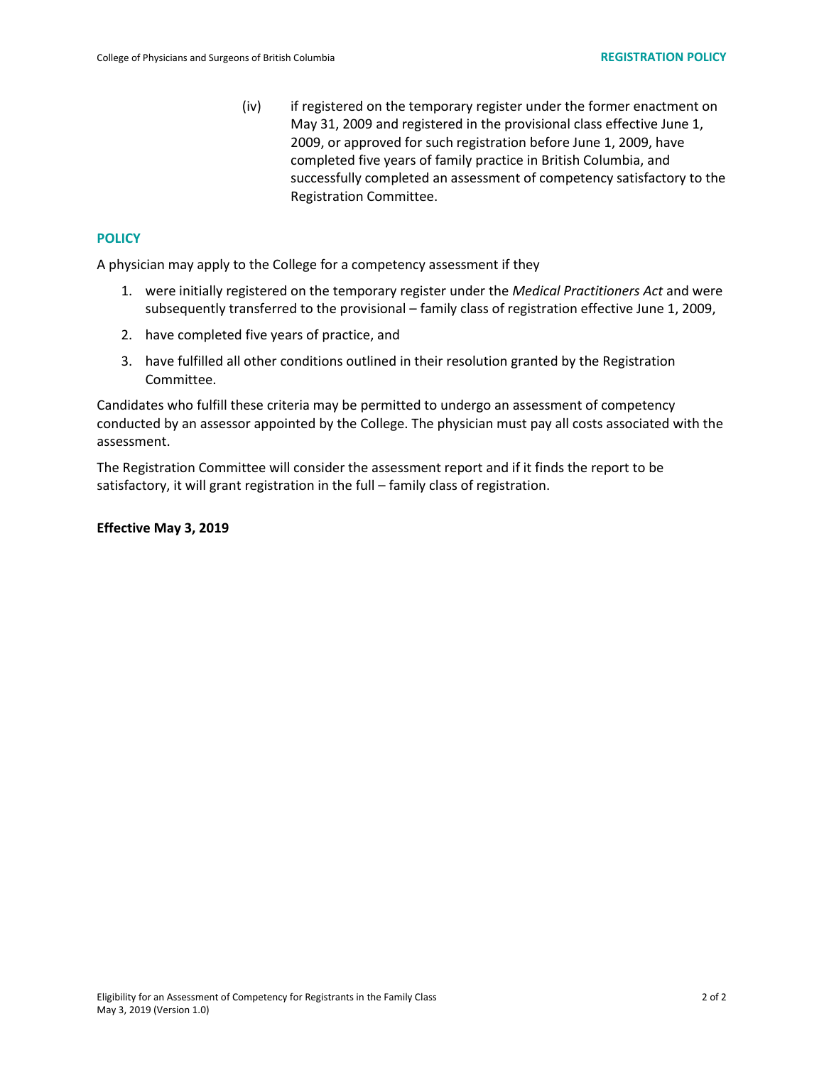(iv) if registered on the temporary register under the former enactment on May 31, 2009 and registered in the provisional class effective June 1, 2009, or approved for such registration before June 1, 2009, have completed five years of family practice in British Columbia, and successfully completed an assessment of competency satisfactory to the Registration Committee.

## POLICY

A physician may apply to the College for a competency assessment if they

1. were initially registered on the temporary register under the *Medical Practitioners Act* and were subsequently transferred to the provisional – family class of registration effective June 1, 2009,
2. have completed five years of practice, and
3. have fulfilled all other conditions outlined in their resolution granted by the Registration Committee.

Candidates who fulfill these criteria may be permitted to undergo an assessment of competency conducted by an assessor appointed by the College. The physician must pay all costs associated with the assessment.

The Registration Committee will consider the assessment report and if it finds the report to be satisfactory, it will grant registration in the full – family class of registration.

**Effective May 3, 2019**